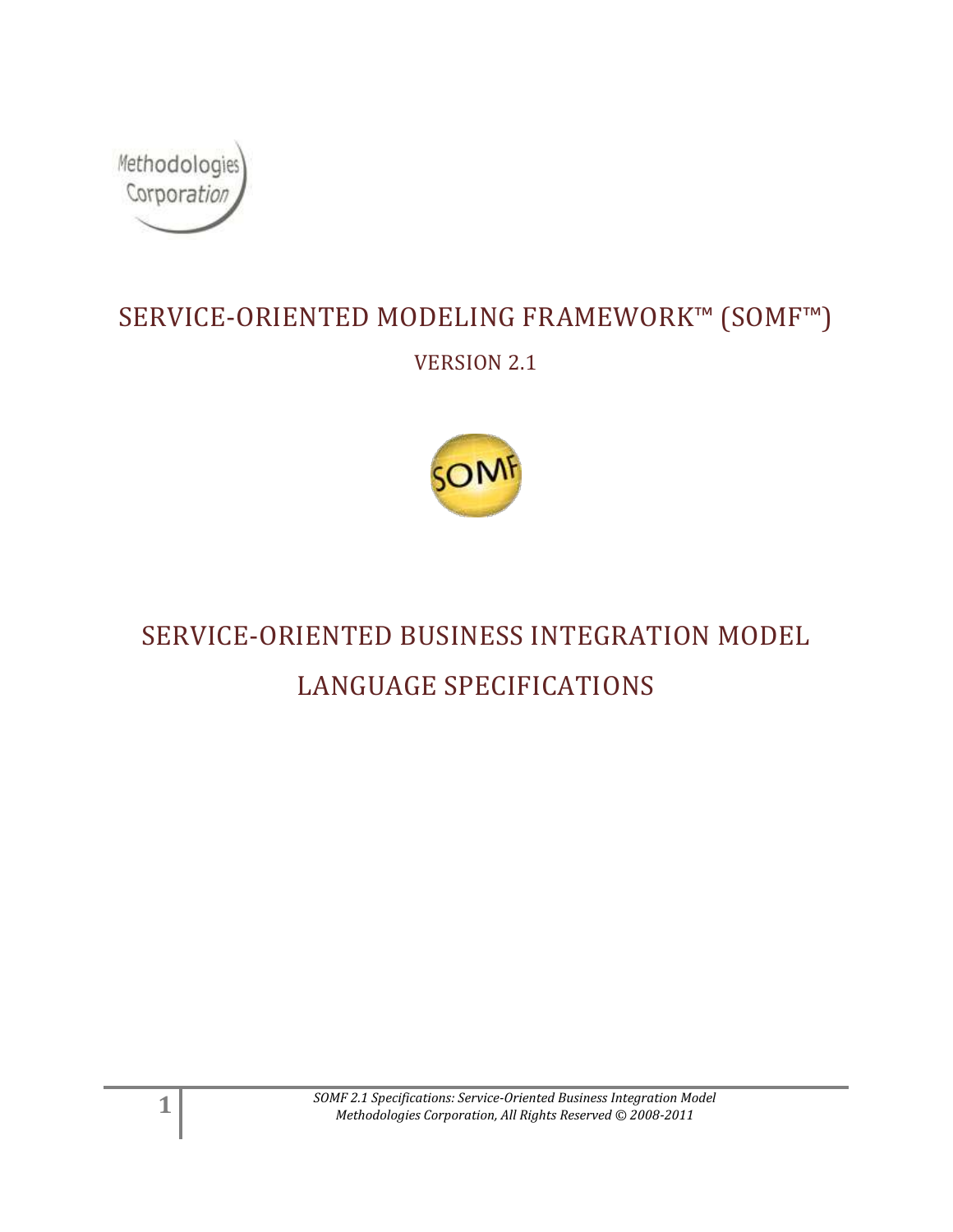Methodologies Corporation

# SERVICE-ORIENTED MODELING FRAMEWORK™ (SOMF™)

VERSION 2.1

SOMF

# SERVICE-ORIENTED BUSINESS INTEGRATION MODEL LANGUAGE SPECIFICATIONS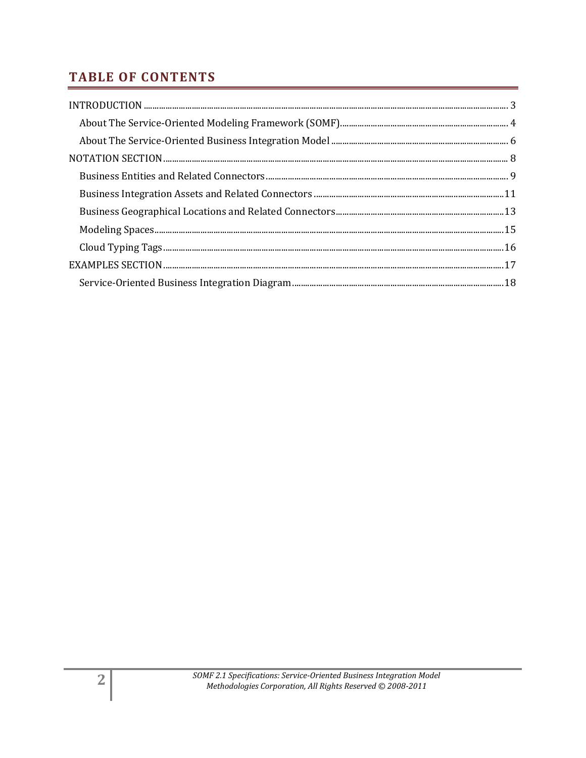# TABLE OF CONTENTS

INTRODUCTION ..................................................................................................................................... 3

- About The Service-Oriented Modeling Framework (SOMF)............................................................ 4
- About The Service-Oriented Business Integration Model ............................................................. 6

NOTATION SECTION ......................................................................................................................... 8

- Business Entities and Related Connectors ...................................................................................... 9
- Business Integration Assets and Related Connectors ................................................................. 11
- Business Geographical Locations and Related Connectors ......................................................... 13
- Modeling Spaces ............................................................................................................................. 15
- Cloud Typing Tags ........................................................................................................................... 16

EXAMPLES SECTION ......................................................................................................................... 17

- Service-Oriented Business Integration Diagram ........................................................................... 18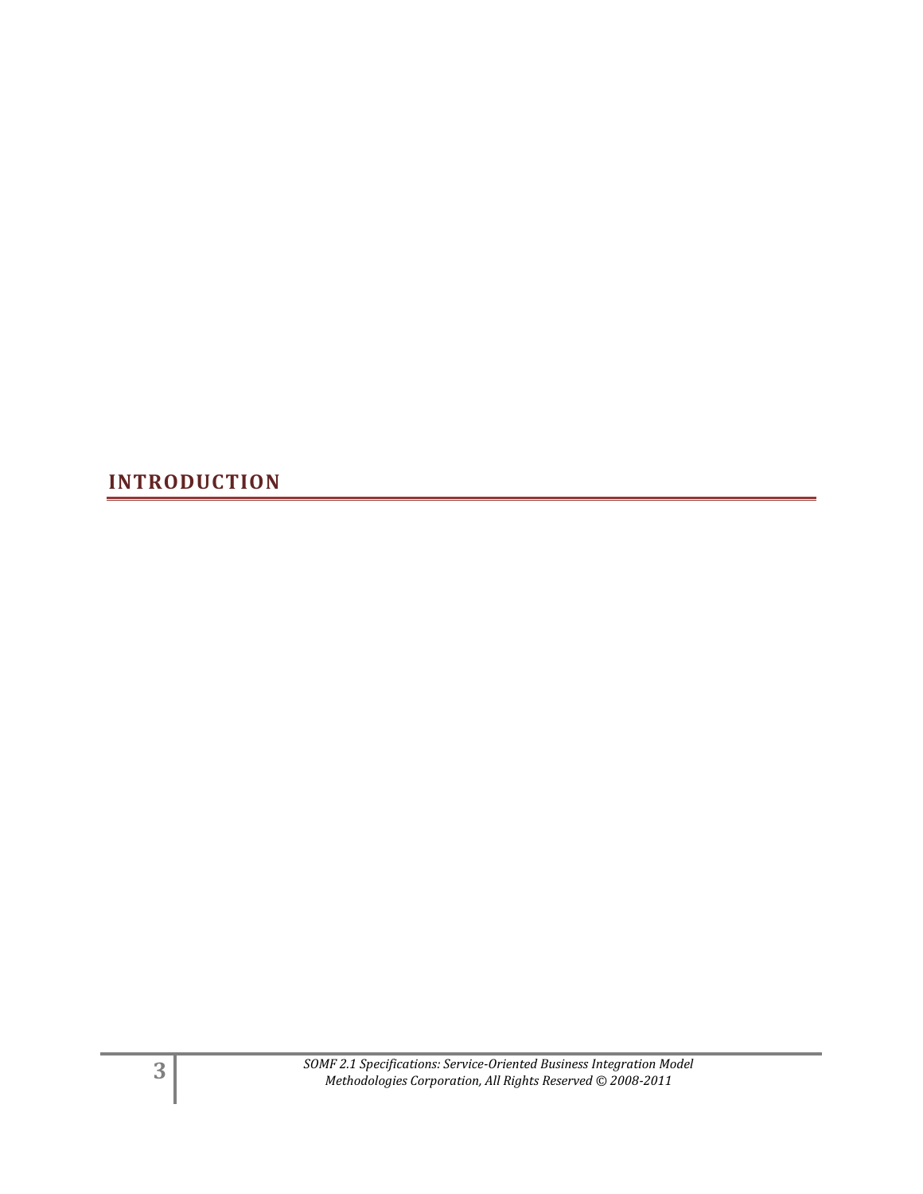# INTRODUCTION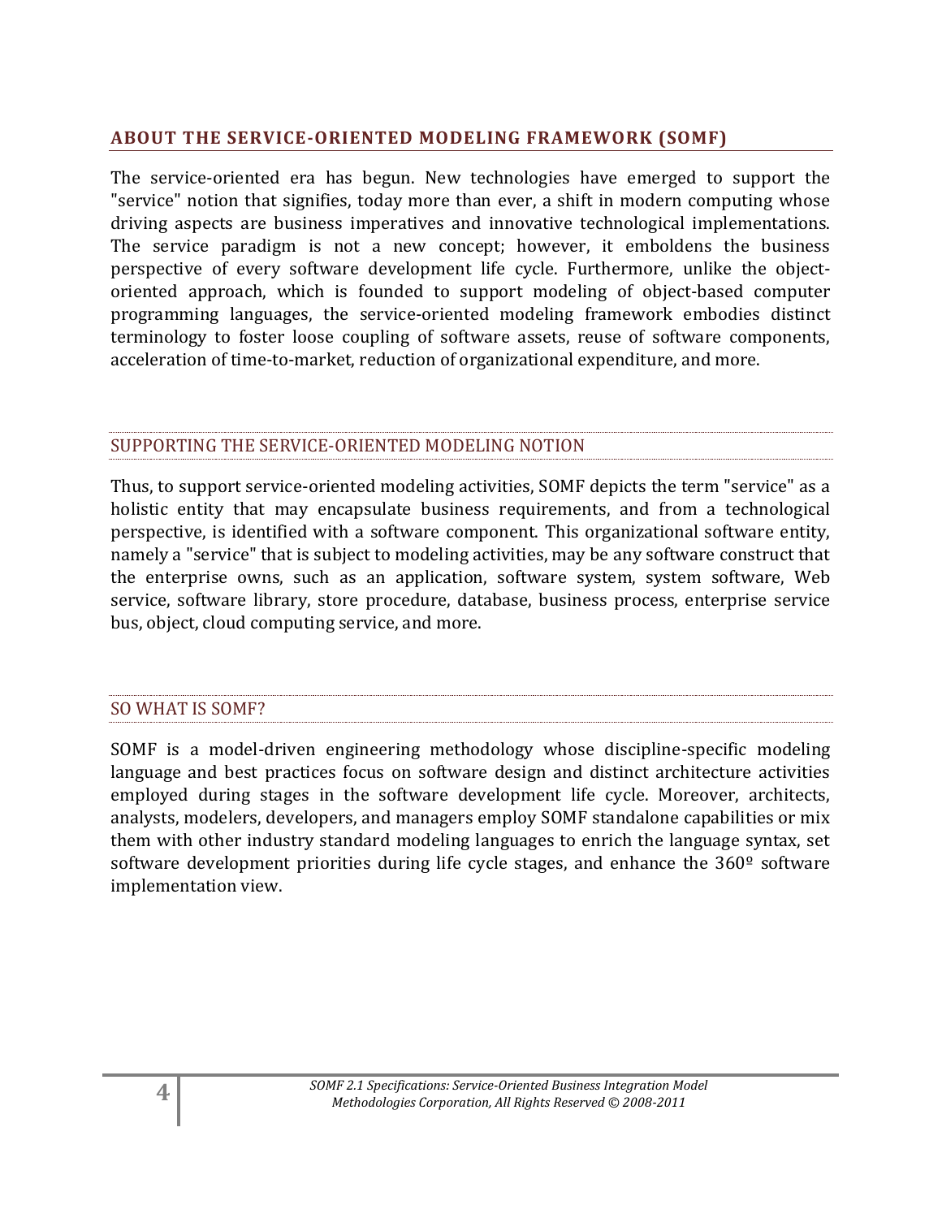## ABOUT THE SERVICE-ORIENTED MODELING FRAMEWORK (SOMF)

The service-oriented era has begun. New technologies have emerged to support the "service" notion that signifies, today more than ever, a shift in modern computing whose driving aspects are business imperatives and innovative technological implementations. The service paradigm is not a new concept; however, it emboldens the business perspective of every software development life cycle. Furthermore, unlike the object-oriented approach, which is founded to support modeling of object-based computer programming languages, the service-oriented modeling framework embodies distinct terminology to foster loose coupling of software assets, reuse of software components, acceleration of time-to-market, reduction of organizational expenditure, and more.

### SUPPORTING THE SERVICE-ORIENTED MODELING NOTION

Thus, to support service-oriented modeling activities, SOMF depicts the term "service" as a holistic entity that may encapsulate business requirements, and from a technological perspective, is identified with a software component. This organizational software entity, namely a "service" that is subject to modeling activities, may be any software construct that the enterprise owns, such as an application, software system, system software, Web service, software library, store procedure, database, business process, enterprise service bus, object, cloud computing service, and more.

### SO WHAT IS SOMF?

SOMF is a model-driven engineering methodology whose discipline-specific modeling language and best practices focus on software design and distinct architecture activities employed during stages in the software development life cycle. Moreover, architects, analysts, modelers, developers, and managers employ SOMF standalone capabilities or mix them with other industry standard modeling languages to enrich the language syntax, set software development priorities during life cycle stages, and enhance the 360º software implementation view.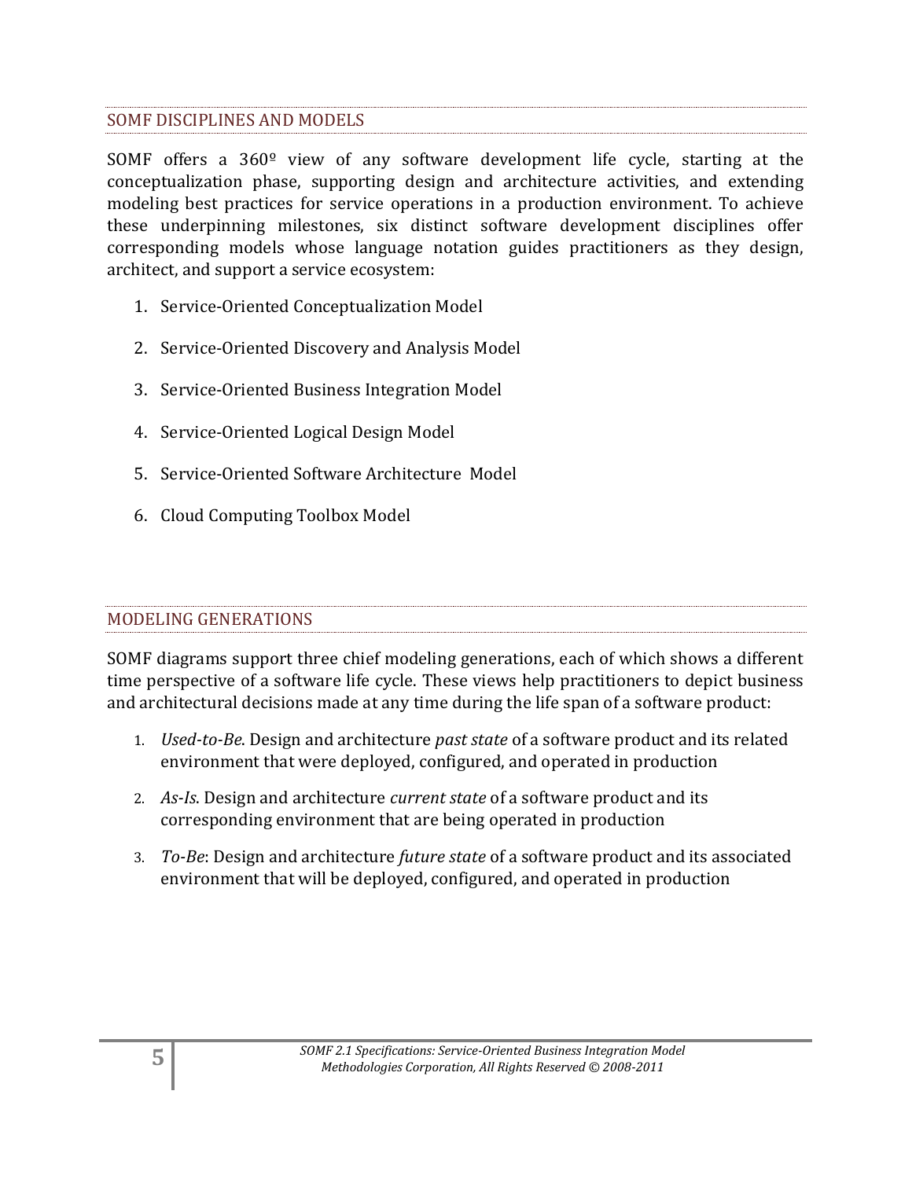## SOMF DISCIPLINES AND MODELS

SOMF offers a 360º view of any software development life cycle, starting at the conceptualization phase, supporting design and architecture activities, and extending modeling best practices for service operations in a production environment. To achieve these underpinning milestones, six distinct software development disciplines offer corresponding models whose language notation guides practitioners as they design, architect, and support a service ecosystem:

1. Service-Oriented Conceptualization Model
2. Service-Oriented Discovery and Analysis Model
3. Service-Oriented Business Integration Model
4. Service-Oriented Logical Design Model
5. Service-Oriented Software Architecture Model
6. Cloud Computing Toolbox Model

## MODELING GENERATIONS

SOMF diagrams support three chief modeling generations, each of which shows a different time perspective of a software life cycle. These views help practitioners to depict business and architectural decisions made at any time during the life span of a software product:

1. *Used-to-Be*. Design and architecture *past state* of a software product and its related environment that were deployed, configured, and operated in production
2. *As-Is*. Design and architecture *current state* of a software product and its corresponding environment that are being operated in production
3. *To-Be*: Design and architecture *future state* of a software product and its associated environment that will be deployed, configured, and operated in production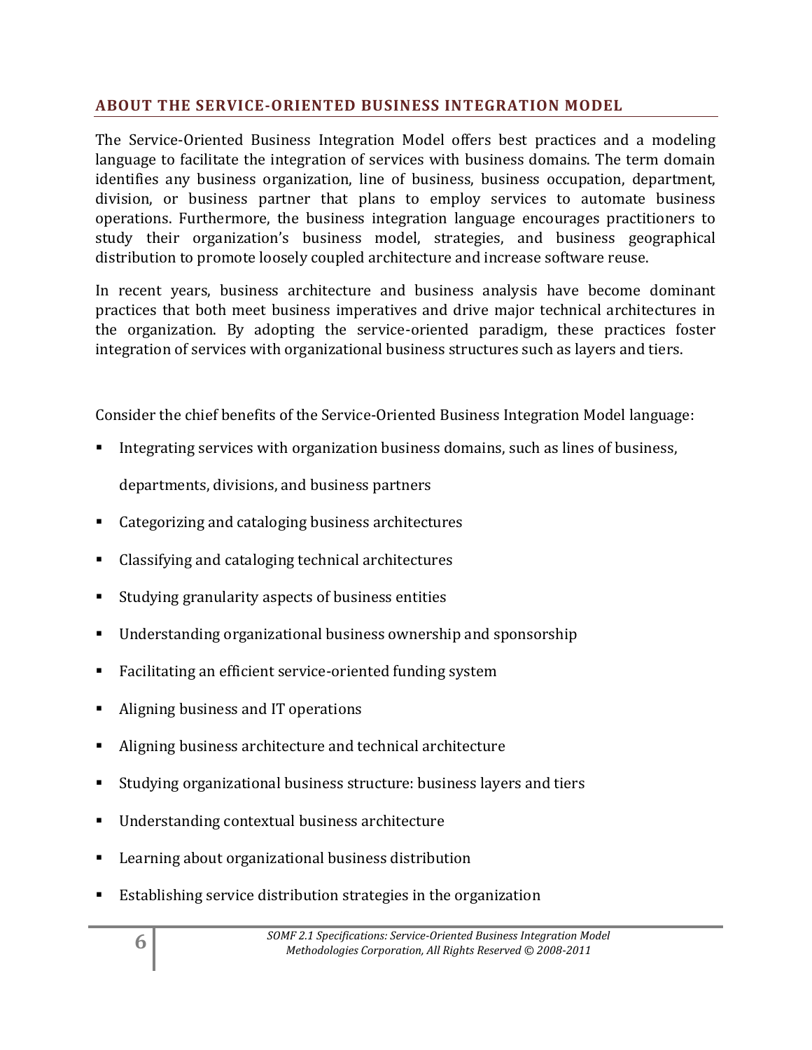## ABOUT THE SERVICE-ORIENTED BUSINESS INTEGRATION MODEL

The Service-Oriented Business Integration Model offers best practices and a modeling language to facilitate the integration of services with business domains. The term domain identifies any business organization, line of business, business occupation, department, division, or business partner that plans to employ services to automate business operations. Furthermore, the business integration language encourages practitioners to study their organization's business model, strategies, and business geographical distribution to promote loosely coupled architecture and increase software reuse.

In recent years, business architecture and business analysis have become dominant practices that both meet business imperatives and drive major technical architectures in the organization. By adopting the service-oriented paradigm, these practices foster integration of services with organizational business structures such as layers and tiers.

Consider the chief benefits of the Service-Oriented Business Integration Model language:

- Integrating services with organization business domains, such as lines of business, departments, divisions, and business partners
- Categorizing and cataloging business architectures
- Classifying and cataloging technical architectures
- Studying granularity aspects of business entities
- Understanding organizational business ownership and sponsorship
- Facilitating an efficient service-oriented funding system
- Aligning business and IT operations
- Aligning business architecture and technical architecture
- Studying organizational business structure: business layers and tiers
- Understanding contextual business architecture
- Learning about organizational business distribution
- Establishing service distribution strategies in the organization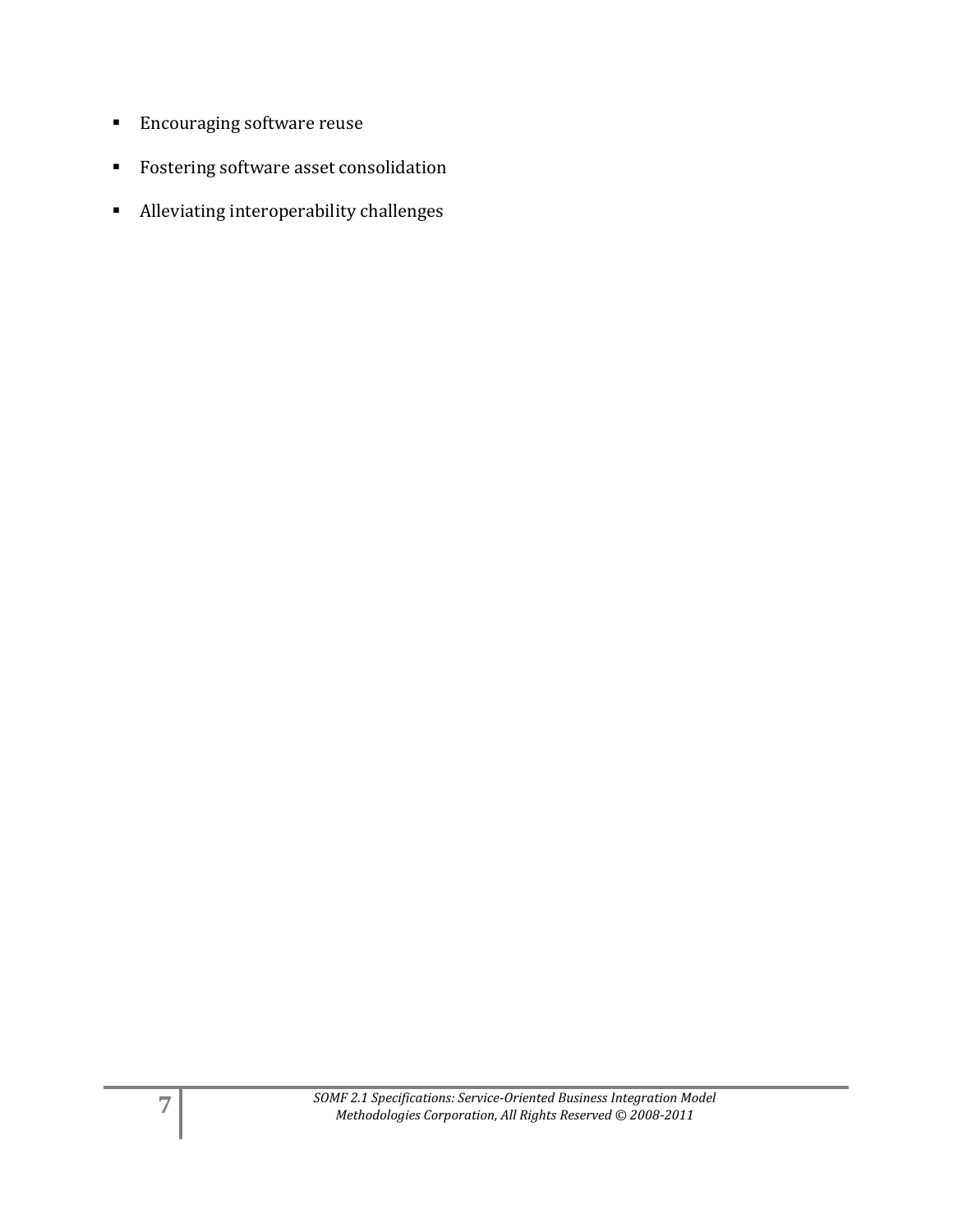- Encouraging software reuse
- Fostering software asset consolidation
- Alleviating interoperability challenges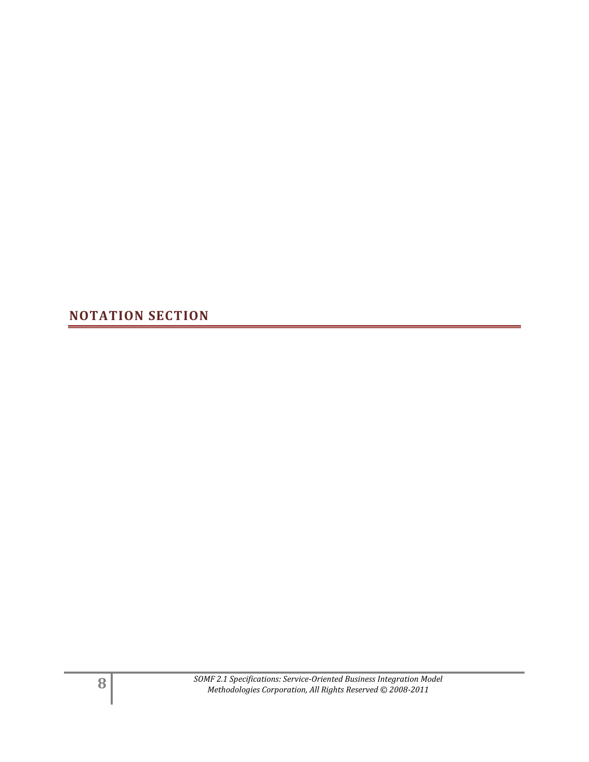# NOTATION SECTION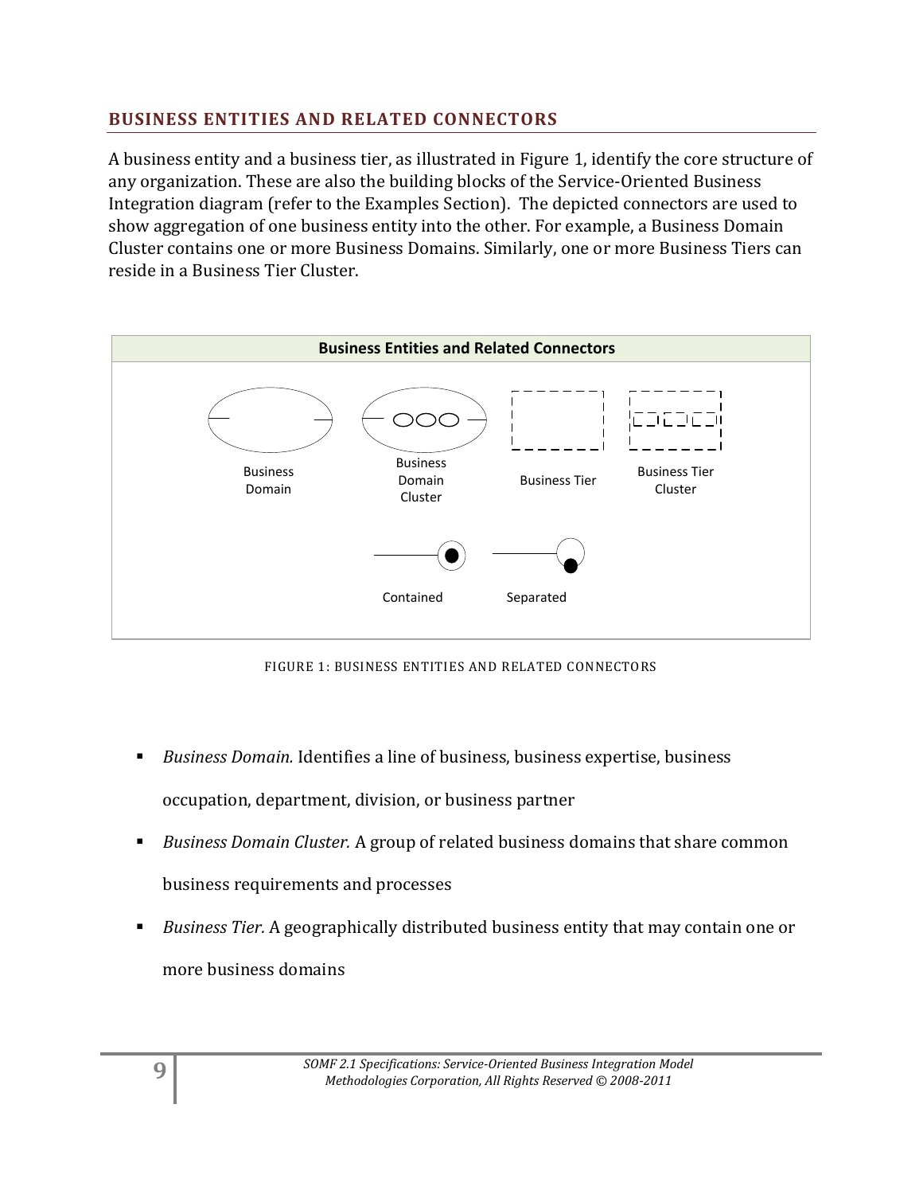## BUSINESS ENTITIES AND RELATED CONNECTORS

A business entity and a business tier, as illustrated in Figure 1, identify the core structure of any organization. These are also the building blocks of the Service-Oriented Business Integration diagram (refer to the Examples Section). The depicted connectors are used to show aggregation of one business entity into the other. For example, a Business Domain Cluster contains one or more Business Domains. Similarly, one or more Business Tiers can reside in a Business Tier Cluster.

**Business Entities and Related Connectors**

Business Domain | Business Domain Cluster | Business Tier | Business Tier Cluster

Contained | Separated

FIGURE 1: BUSINESS ENTITIES AND RELATED CONNECTORS

- *Business Domain.* Identifies a line of business, business expertise, business occupation, department, division, or business partner
- *Business Domain Cluster.* A group of related business domains that share common business requirements and processes
- *Business Tier.* A geographically distributed business entity that may contain one or more business domains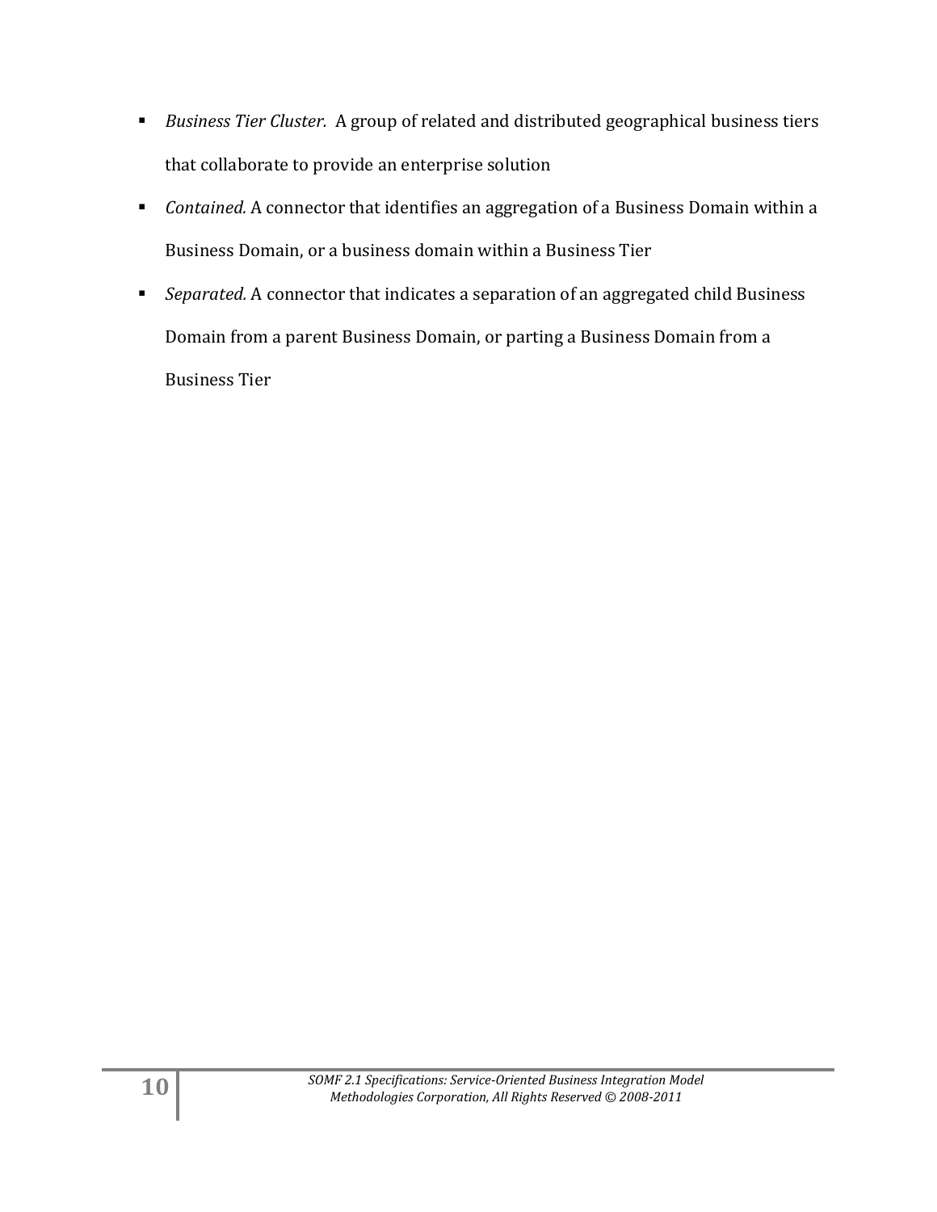- *Business Tier Cluster.* A group of related and distributed geographical business tiers that collaborate to provide an enterprise solution
- *Contained.* A connector that identifies an aggregation of a Business Domain within a Business Domain, or a business domain within a Business Tier
- *Separated.* A connector that indicates a separation of an aggregated child Business Domain from a parent Business Domain, or parting a Business Domain from a Business Tier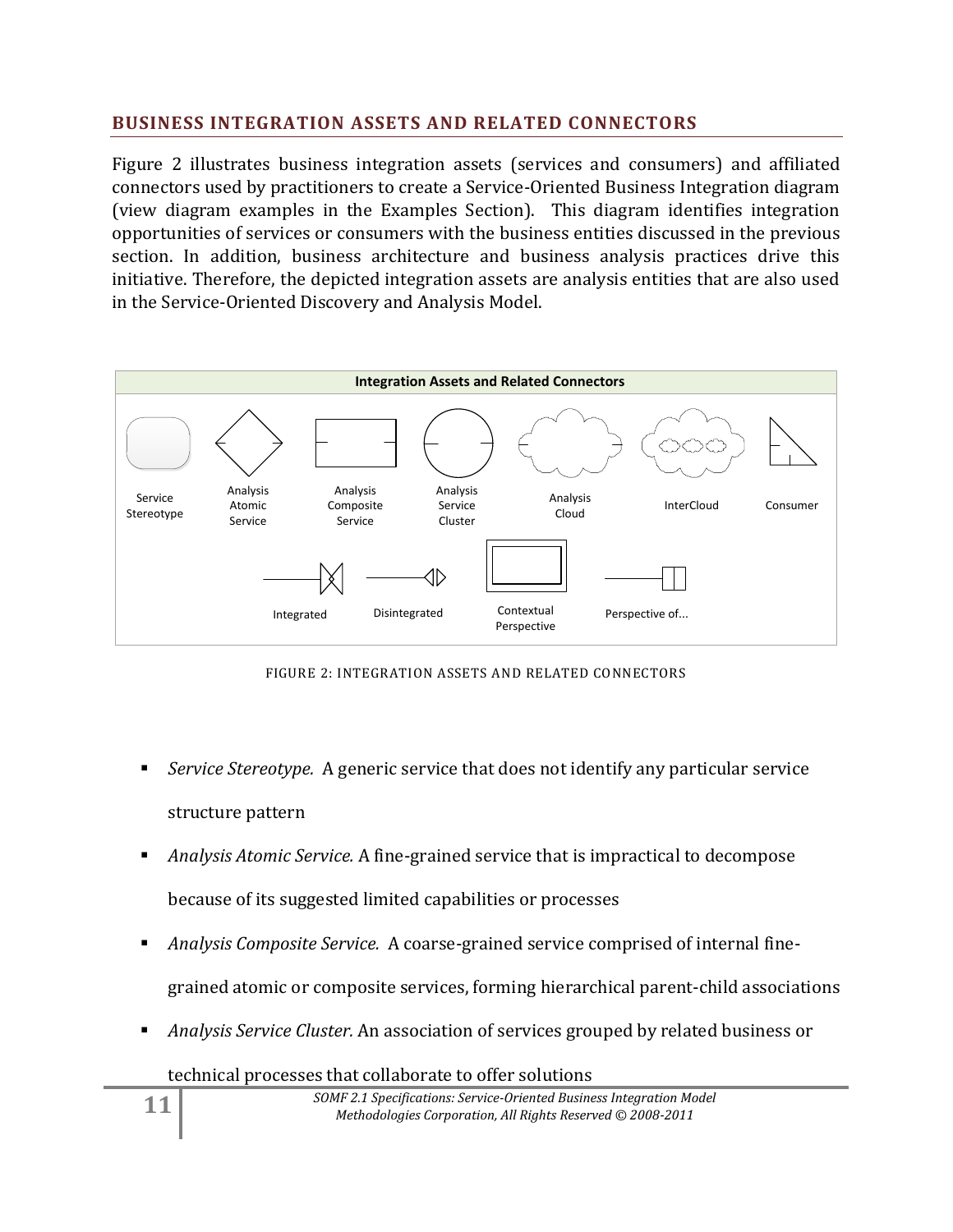## BUSINESS INTEGRATION ASSETS AND RELATED CONNECTORS

Figure 2 illustrates business integration assets (services and consumers) and affiliated connectors used by practitioners to create a Service-Oriented Business Integration diagram (view diagram examples in the Examples Section). This diagram identifies integration opportunities of services or consumers with the business entities discussed in the previous section. In addition, business architecture and business analysis practices drive this initiative. Therefore, the depicted integration assets are analysis entities that are also used in the Service-Oriented Discovery and Analysis Model.

FIGURE 2: INTEGRATION ASSETS AND RELATED CONNECTORS

- *Service Stereotype.* A generic service that does not identify any particular service structure pattern
- *Analysis Atomic Service.* A fine-grained service that is impractical to decompose because of its suggested limited capabilities or processes
- *Analysis Composite Service.* A coarse-grained service comprised of internal fine-grained atomic or composite services, forming hierarchical parent-child associations
- *Analysis Service Cluster.* An association of services grouped by related business or technical processes that collaborate to offer solutions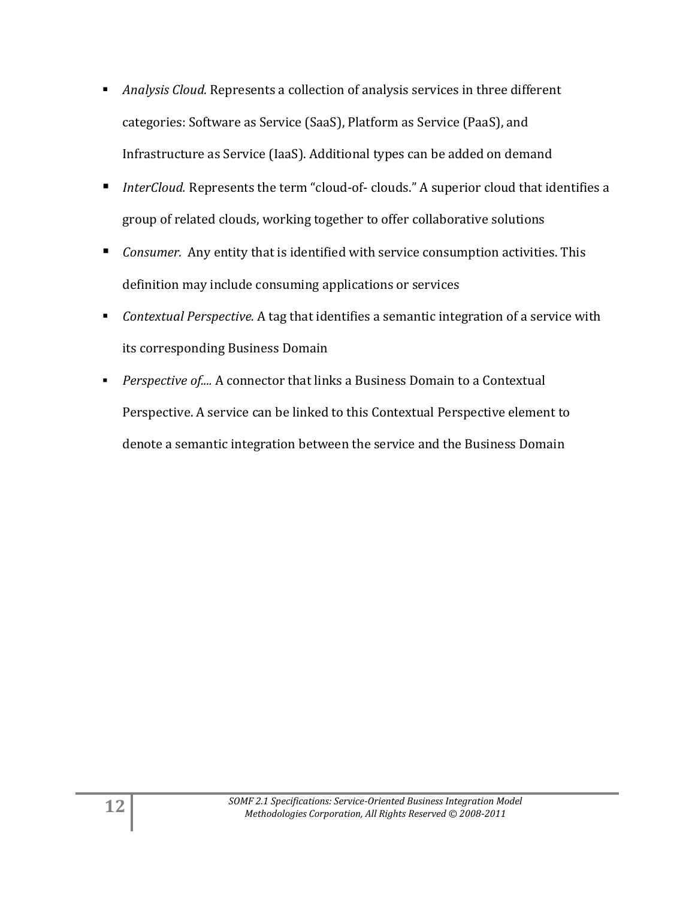- *Analysis Cloud.* Represents a collection of analysis services in three different categories: Software as Service (SaaS), Platform as Service (PaaS), and Infrastructure as Service (IaaS). Additional types can be added on demand
- *InterCloud.* Represents the term "cloud-of- clouds." A superior cloud that identifies a group of related clouds, working together to offer collaborative solutions
- *Consumer.* Any entity that is identified with service consumption activities. This definition may include consuming applications or services
- *Contextual Perspective.* A tag that identifies a semantic integration of a service with its corresponding Business Domain
- *Perspective of....* A connector that links a Business Domain to a Contextual Perspective. A service can be linked to this Contextual Perspective element to denote a semantic integration between the service and the Business Domain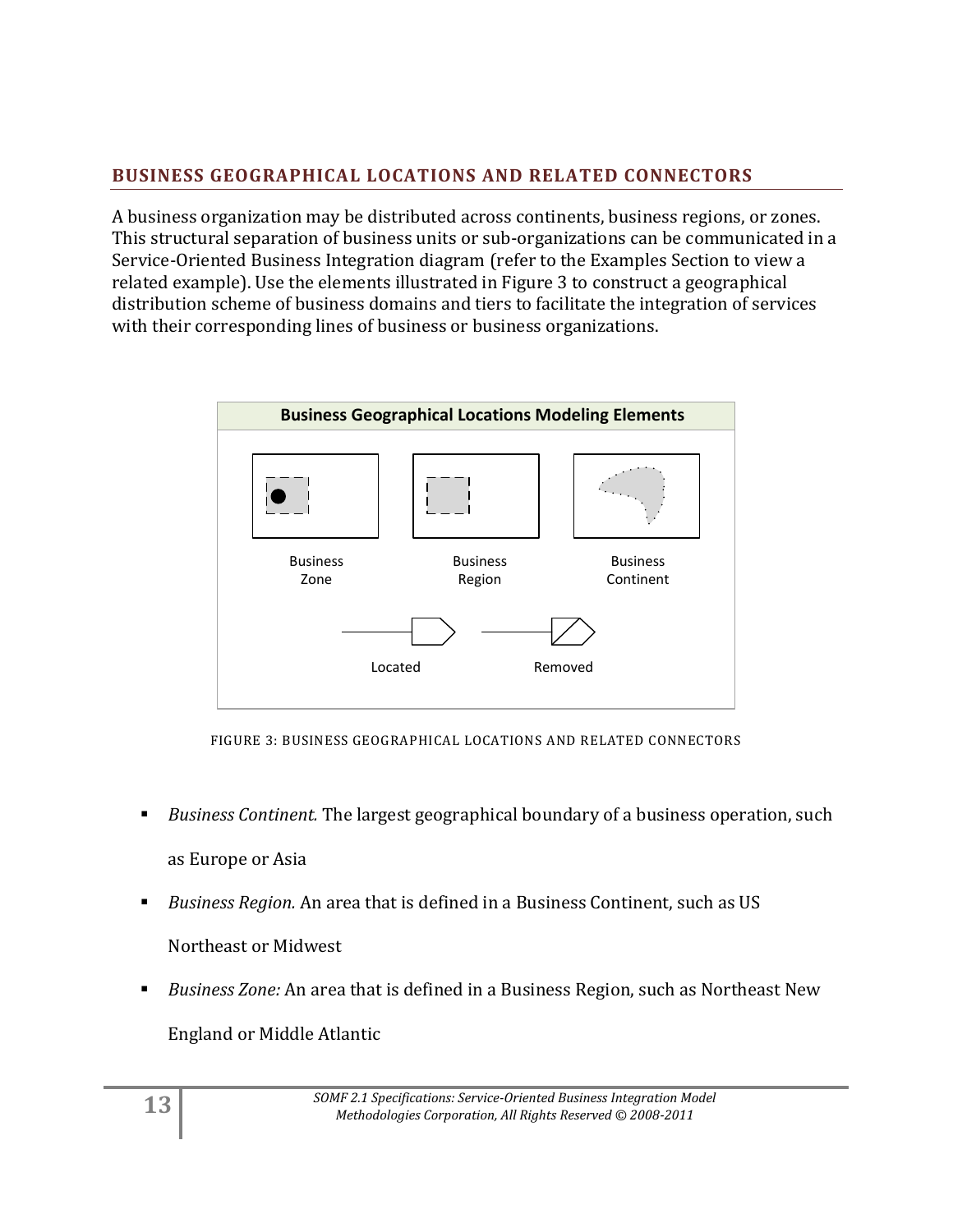## BUSINESS GEOGRAPHICAL LOCATIONS AND RELATED CONNECTORS

A business organization may be distributed across continents, business regions, or zones. This structural separation of business units or sub-organizations can be communicated in a Service-Oriented Business Integration diagram (refer to the Examples Section to view a related example). Use the elements illustrated in Figure 3 to construct a geographical distribution scheme of business domains and tiers to facilitate the integration of services with their corresponding lines of business or business organizations.

**Business Geographical Locations Modeling Elements**

Business Zone

Business Region

Business Continent

Located

Removed

FIGURE 3: BUSINESS GEOGRAPHICAL LOCATIONS AND RELATED CONNECTORS

- *Business Continent.* The largest geographical boundary of a business operation, such as Europe or Asia
- *Business Region.* An area that is defined in a Business Continent, such as US Northeast or Midwest
- *Business Zone:* An area that is defined in a Business Region, such as Northeast New England or Middle Atlantic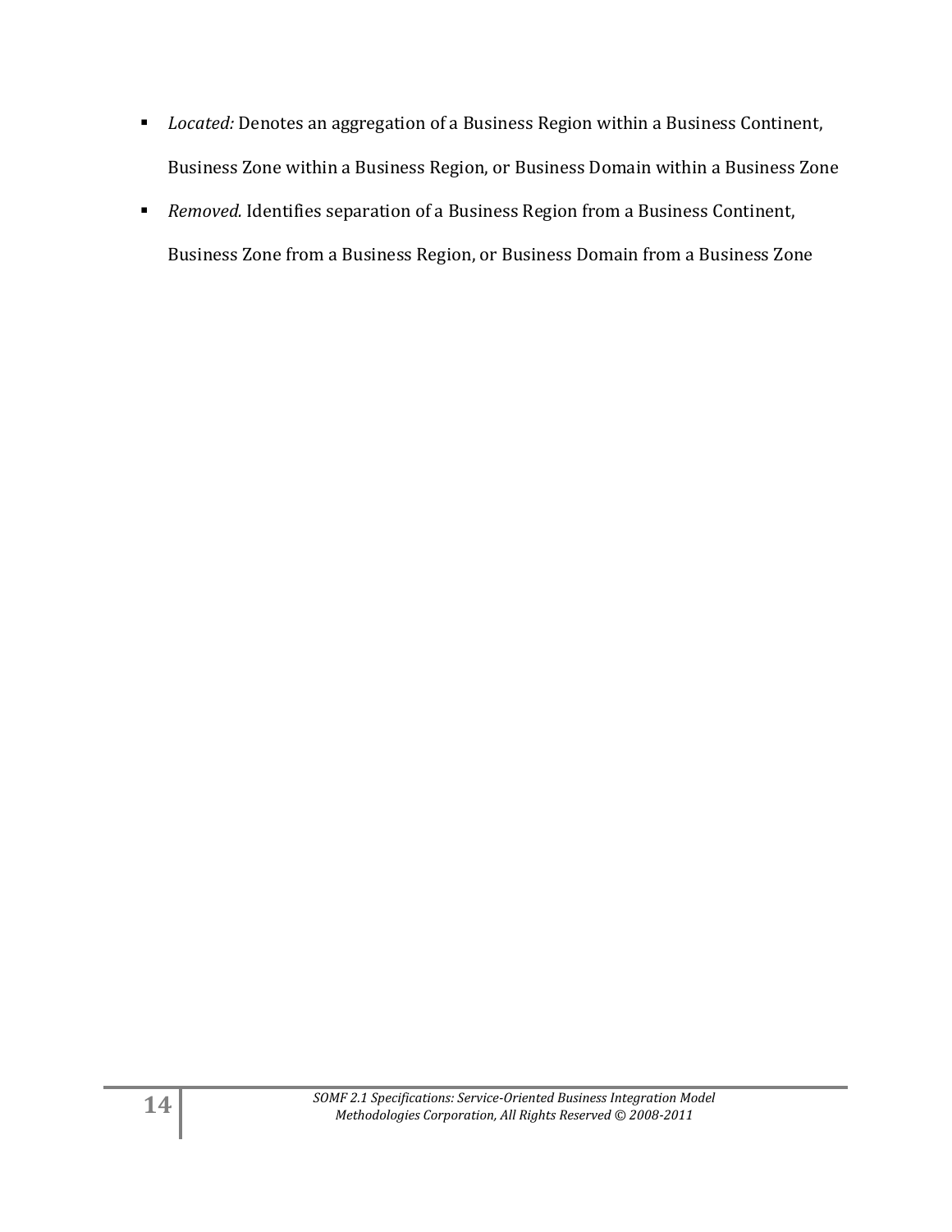- *Located:* Denotes an aggregation of a Business Region within a Business Continent, Business Zone within a Business Region, or Business Domain within a Business Zone
- *Removed.* Identifies separation of a Business Region from a Business Continent, Business Zone from a Business Region, or Business Domain from a Business Zone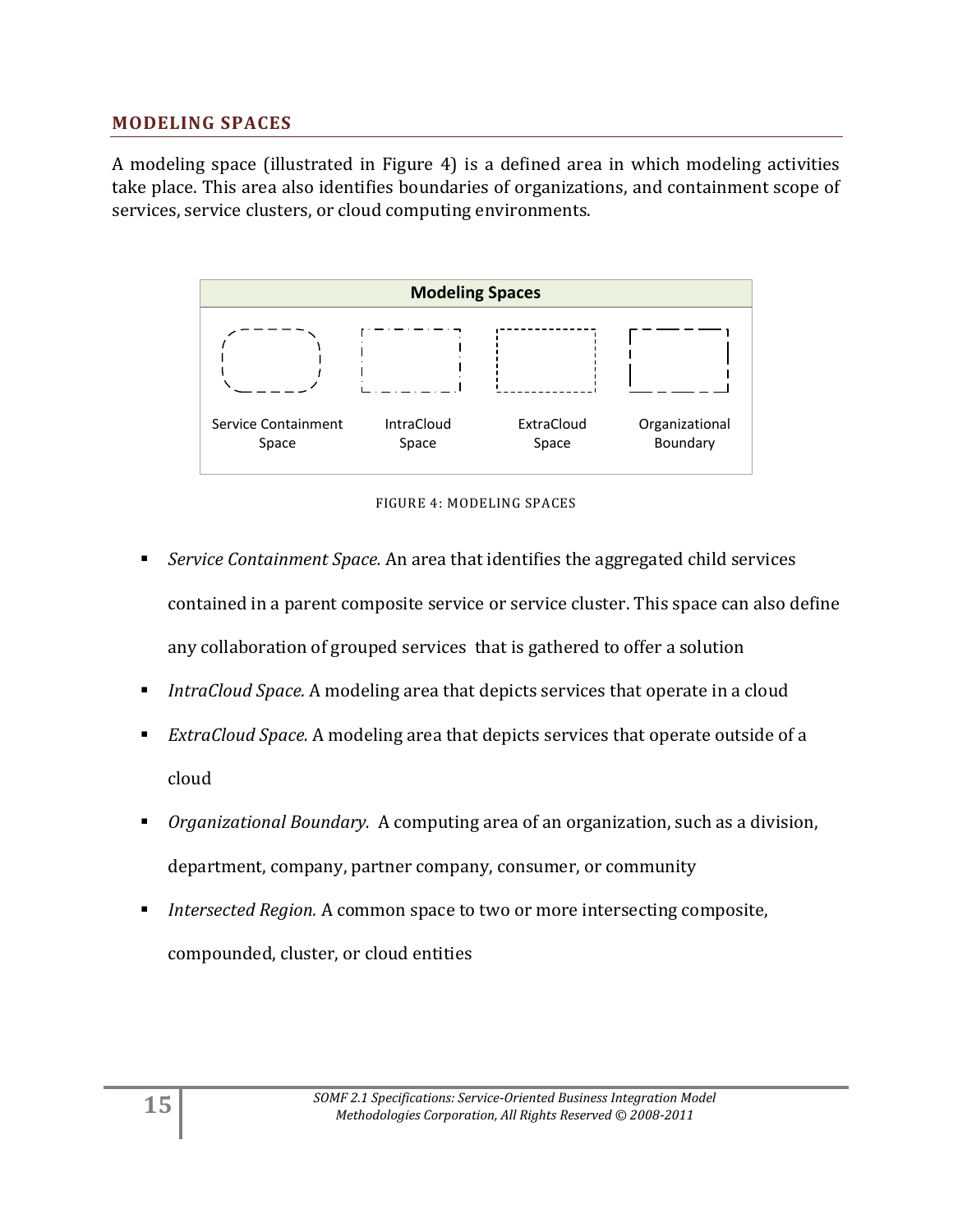## MODELING SPACES

A modeling space (illustrated in Figure 4) is a defined area in which modeling activities take place. This area also identifies boundaries of organizations, and containment scope of services, service clusters, or cloud computing environments.

**Modeling Spaces**

Service Containment Space | IntraCloud Space | ExtraCloud Space | Organizational Boundary

FIGURE 4: MODELING SPACES

- *Service Containment Space.* An area that identifies the aggregated child services contained in a parent composite service or service cluster. This space can also define any collaboration of grouped services that is gathered to offer a solution
- *IntraCloud Space.* A modeling area that depicts services that operate in a cloud
- *ExtraCloud Space.* A modeling area that depicts services that operate outside of a cloud
- *Organizational Boundary.* A computing area of an organization, such as a division, department, company, partner company, consumer, or community
- *Intersected Region.* A common space to two or more intersecting composite, compounded, cluster, or cloud entities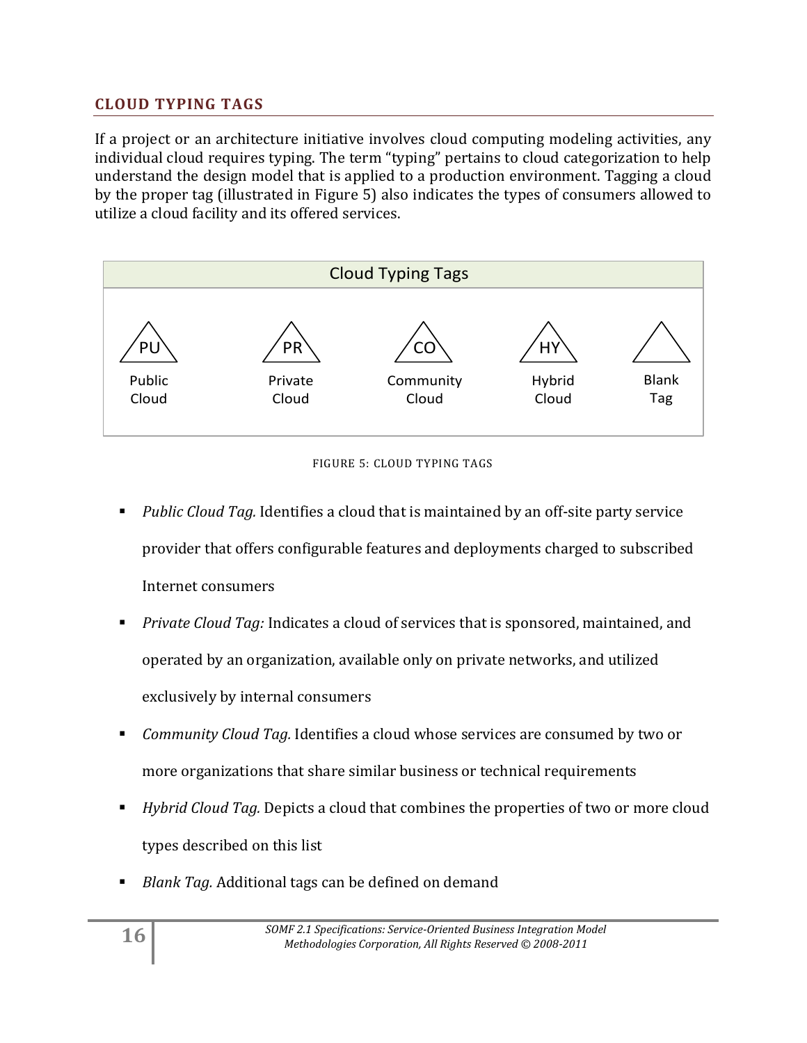## CLOUD TYPING TAGS

If a project or an architecture initiative involves cloud computing modeling activities, any individual cloud requires typing. The term "typing" pertains to cloud categorization to help understand the design model that is applied to a production environment. Tagging a cloud by the proper tag (illustrated in Figure 5) also indicates the types of consumers allowed to utilize a cloud facility and its offered services.

| Cloud Typing Tags | | | | |
|---|---|---|---|---|
| PU | PR | CO | HY | |
| Public Cloud | Private Cloud | Community Cloud | Hybrid Cloud | Blank Tag |

FIGURE 5: CLOUD TYPING TAGS

- *Public Cloud Tag.* Identifies a cloud that is maintained by an off-site party service provider that offers configurable features and deployments charged to subscribed Internet consumers
- *Private Cloud Tag:* Indicates a cloud of services that is sponsored, maintained, and operated by an organization, available only on private networks, and utilized exclusively by internal consumers
- *Community Cloud Tag.* Identifies a cloud whose services are consumed by two or more organizations that share similar business or technical requirements
- *Hybrid Cloud Tag.* Depicts a cloud that combines the properties of two or more cloud types described on this list
- *Blank Tag.* Additional tags can be defined on demand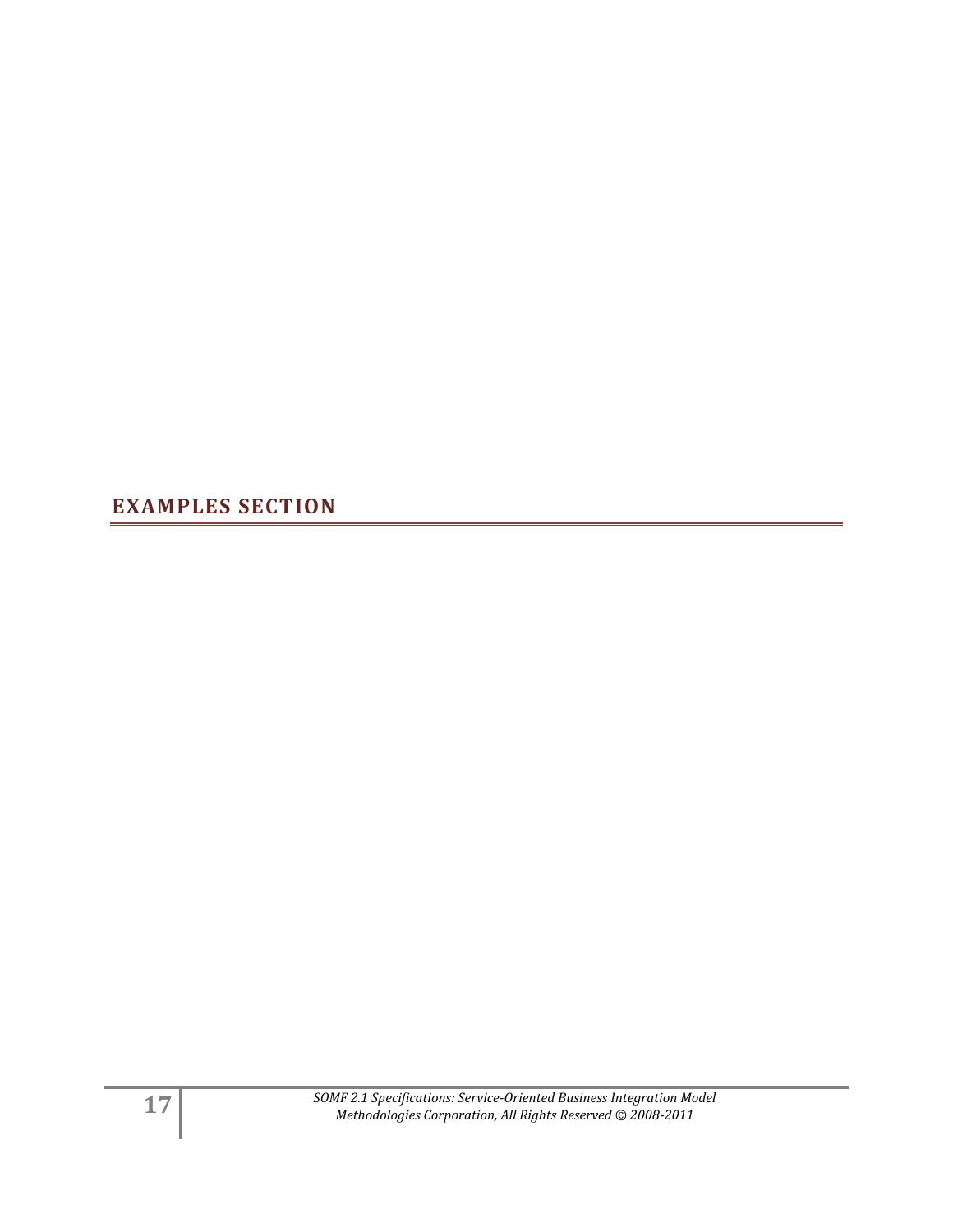## EXAMPLES SECTION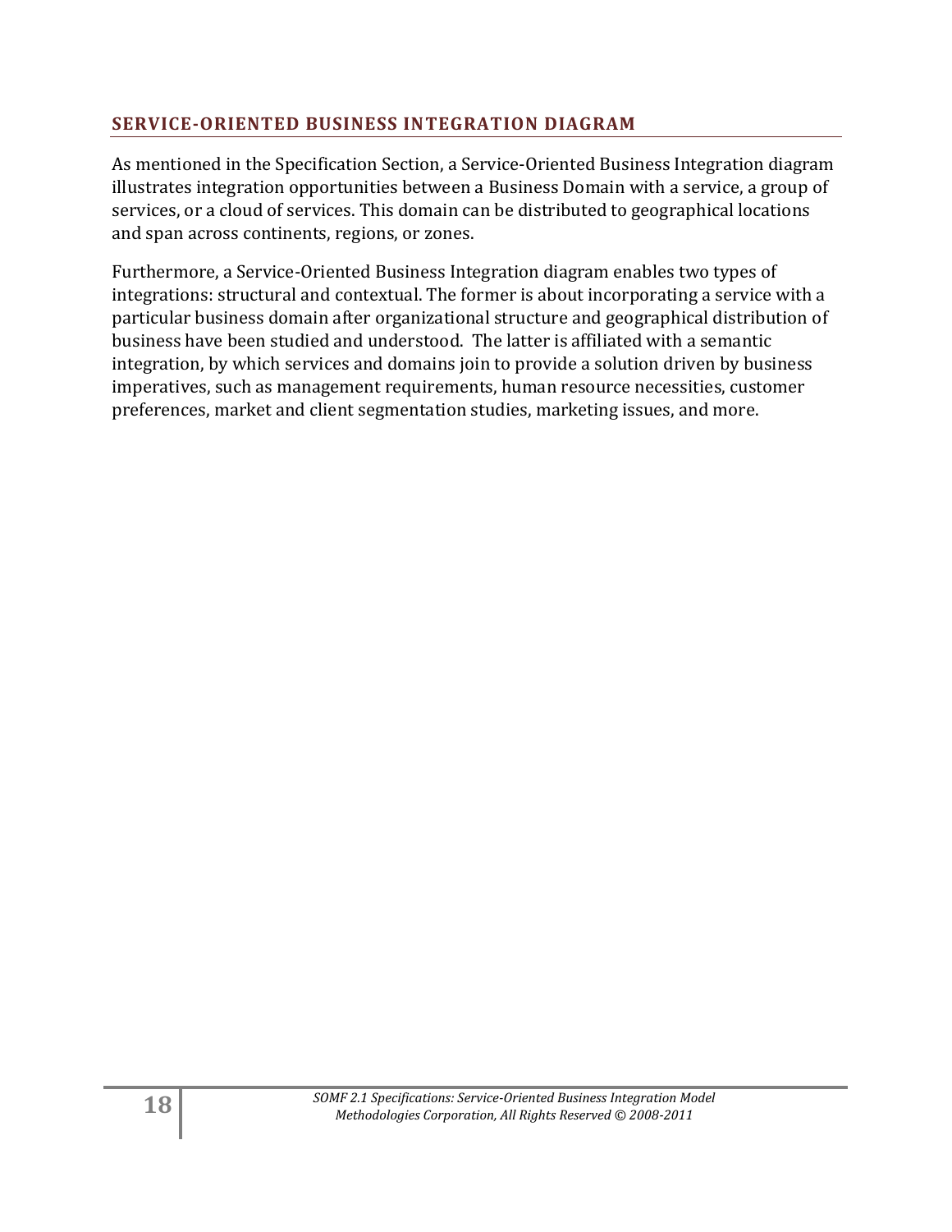## SERVICE-ORIENTED BUSINESS INTEGRATION DIAGRAM

As mentioned in the Specification Section, a Service-Oriented Business Integration diagram illustrates integration opportunities between a Business Domain with a service, a group of services, or a cloud of services. This domain can be distributed to geographical locations and span across continents, regions, or zones.

Furthermore, a Service-Oriented Business Integration diagram enables two types of integrations: structural and contextual. The former is about incorporating a service with a particular business domain after organizational structure and geographical distribution of business have been studied and understood. The latter is affiliated with a semantic integration, by which services and domains join to provide a solution driven by business imperatives, such as management requirements, human resource necessities, customer preferences, market and client segmentation studies, marketing issues, and more.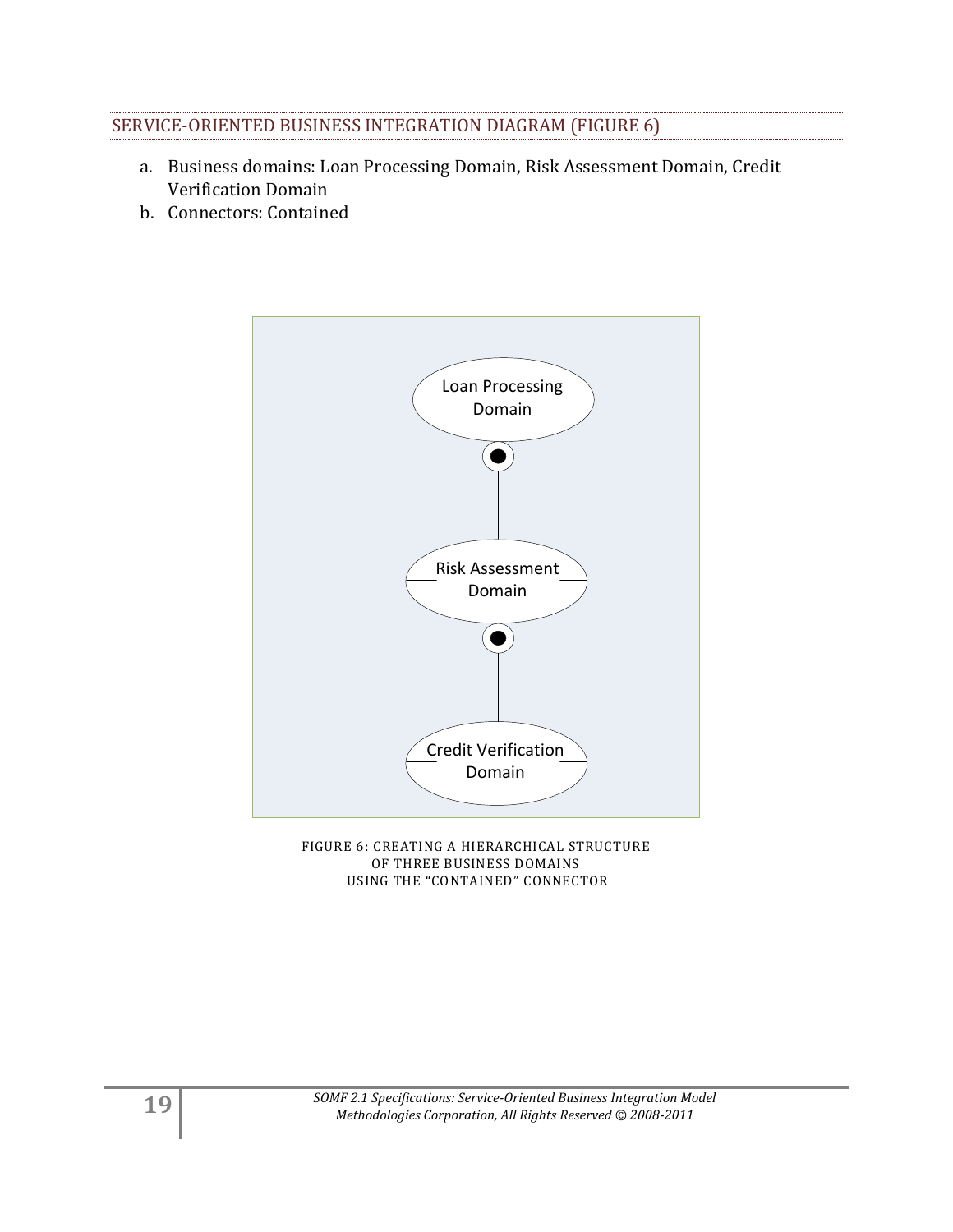## SERVICE-ORIENTED BUSINESS INTEGRATION DIAGRAM (FIGURE 6)

a. Business domains: Loan Processing Domain, Risk Assessment Domain, Credit Verification Domain
b. Connectors: Contained

FIGURE 6: CREATING A HIERARCHICAL STRUCTURE OF THREE BUSINESS DOMAINS USING THE "CONTAINED" CONNECTOR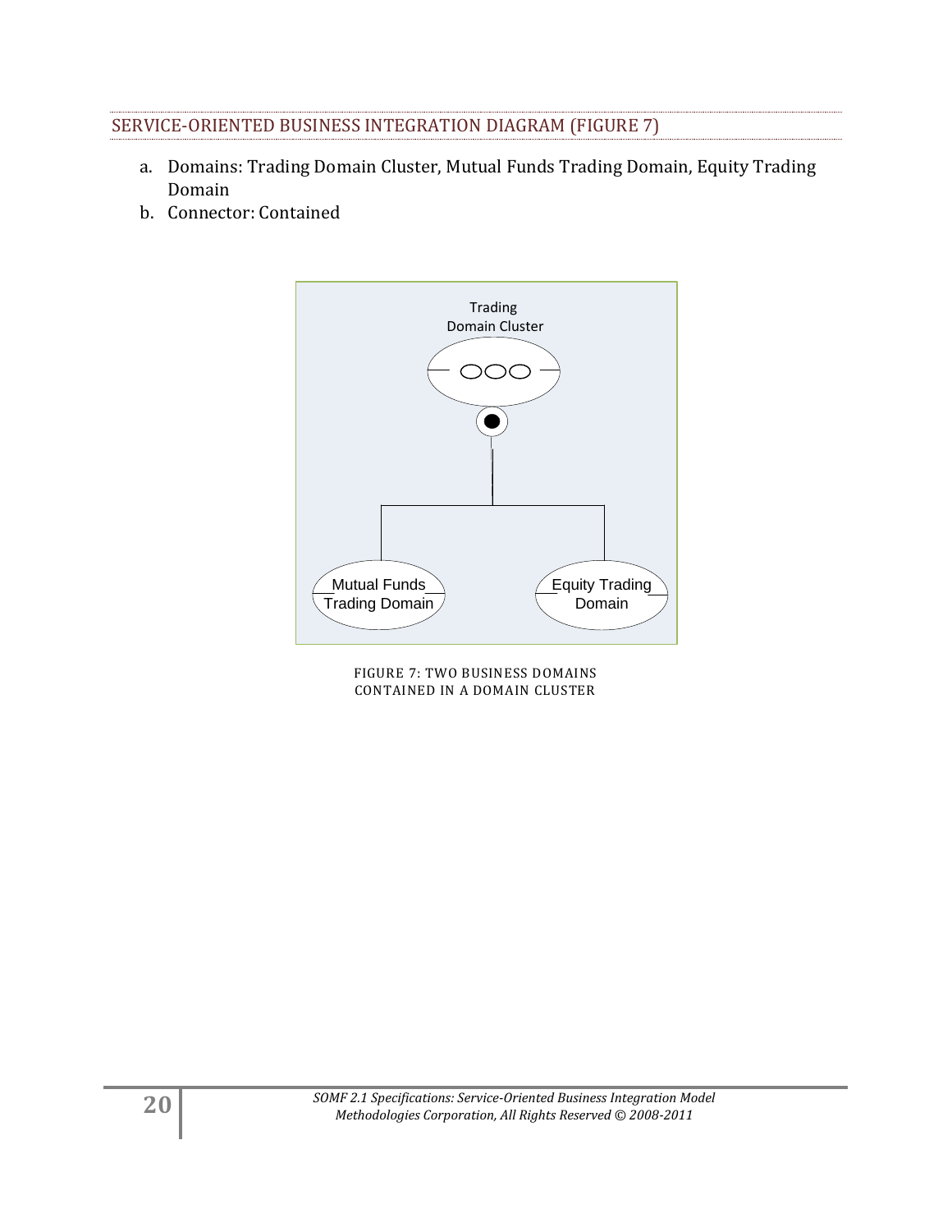## SERVICE-ORIENTED BUSINESS INTEGRATION DIAGRAM (FIGURE 7)

a. Domains: Trading Domain Cluster, Mutual Funds Trading Domain, Equity Trading Domain
b. Connector: Contained

FIGURE 7: TWO BUSINESS DOMAINS CONTAINED IN A DOMAIN CLUSTER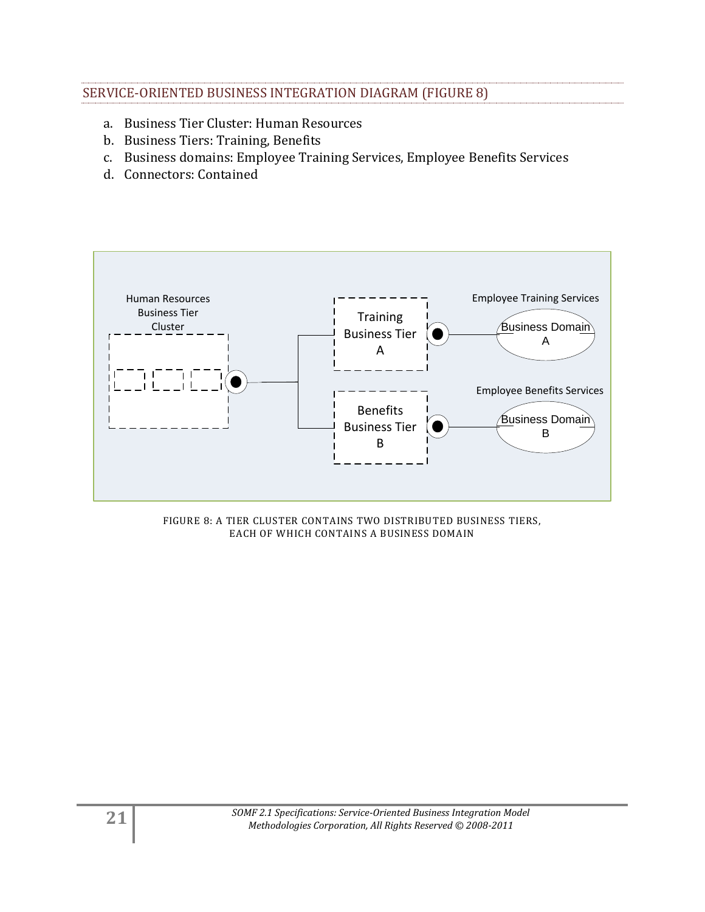## SERVICE-ORIENTED BUSINESS INTEGRATION DIAGRAM (FIGURE 8)

a. Business Tier Cluster: Human Resources
b. Business Tiers: Training, Benefits
c. Business domains: Employee Training Services, Employee Benefits Services
d. Connectors: Contained

FIGURE 8: A TIER CLUSTER CONTAINS TWO DISTRIBUTED BUSINESS TIERS, EACH OF WHICH CONTAINS A BUSINESS DOMAIN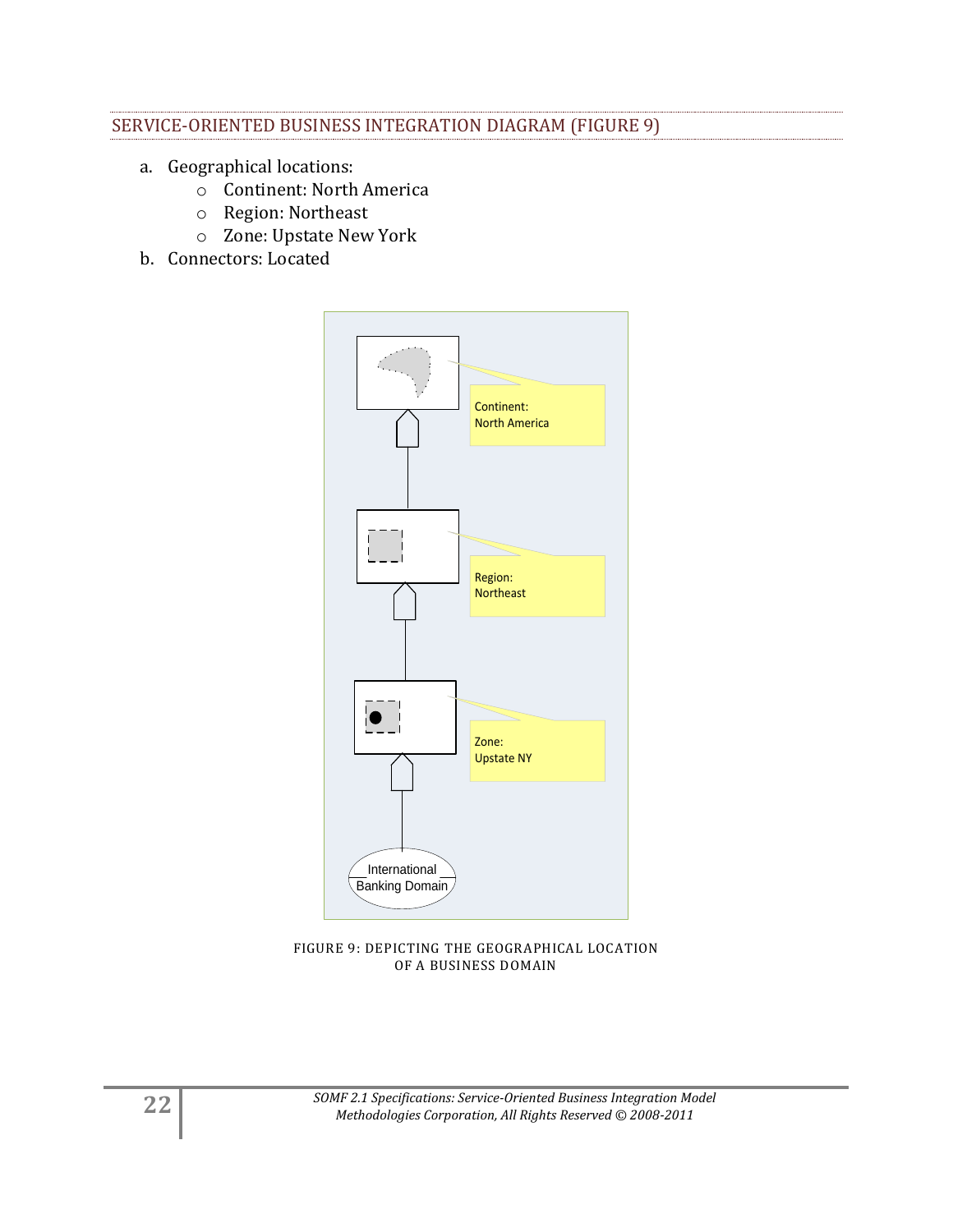## SERVICE-ORIENTED BUSINESS INTEGRATION DIAGRAM (FIGURE 9)

a. Geographical locations:
   - Continent: North America
   - Region: Northeast
   - Zone: Upstate New York

b. Connectors: Located

Continent: North America

Region: Northeast

Zone: Upstate NY

International Banking Domain

FIGURE 9: DEPICTING THE GEOGRAPHICAL LOCATION OF A BUSINESS DOMAIN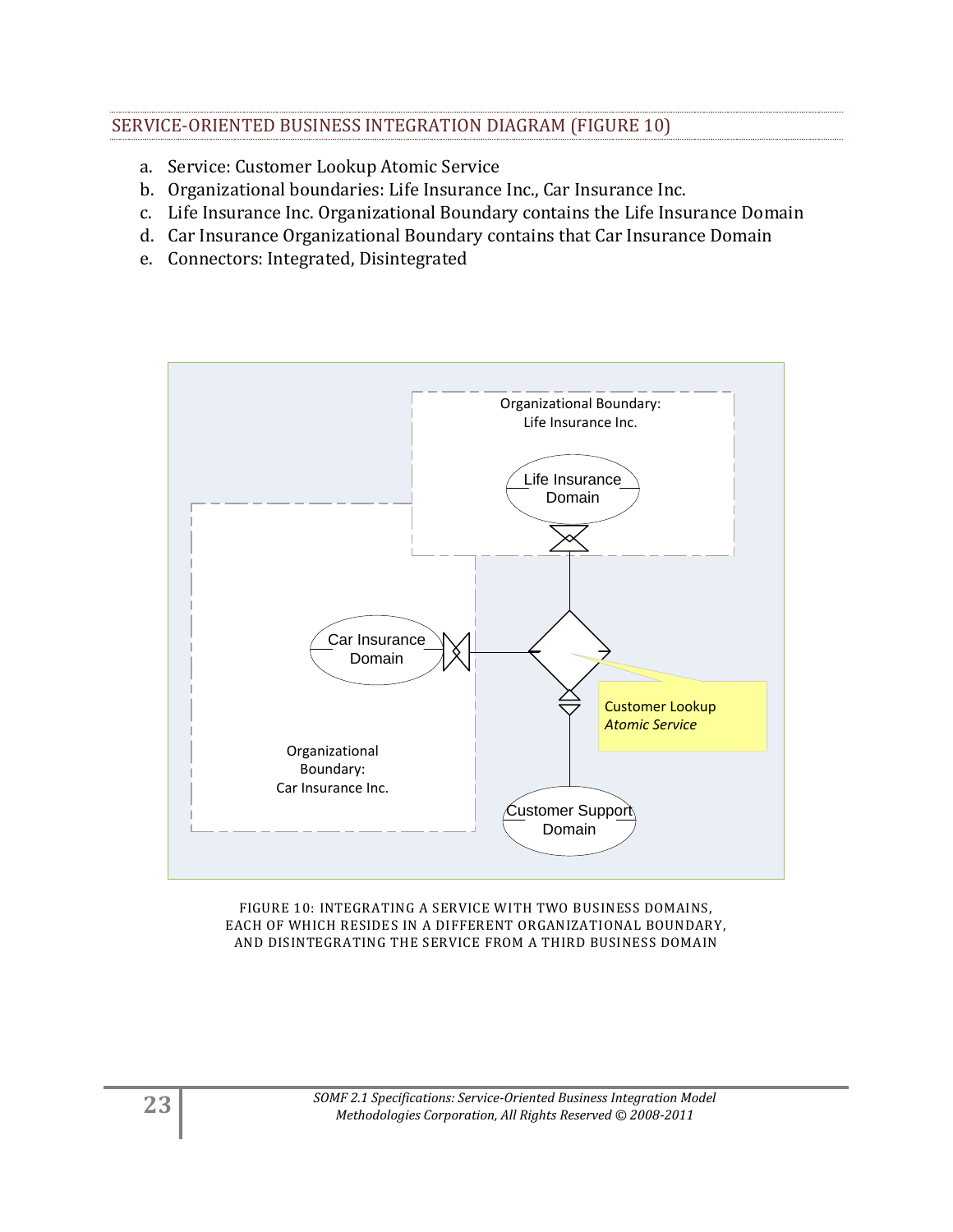## SERVICE-ORIENTED BUSINESS INTEGRATION DIAGRAM (FIGURE 10)

a. Service: Customer Lookup Atomic Service
b. Organizational boundaries: Life Insurance Inc., Car Insurance Inc.
c. Life Insurance Inc. Organizational Boundary contains the Life Insurance Domain
d. Car Insurance Organizational Boundary contains that Car Insurance Domain
e. Connectors: Integrated, Disintegrated

FIGURE 10: INTEGRATING A SERVICE WITH TWO BUSINESS DOMAINS, EACH OF WHICH RESIDES IN A DIFFERENT ORGANIZATIONAL BOUNDARY, AND DISINTEGRATING THE SERVICE FROM A THIRD BUSINESS DOMAIN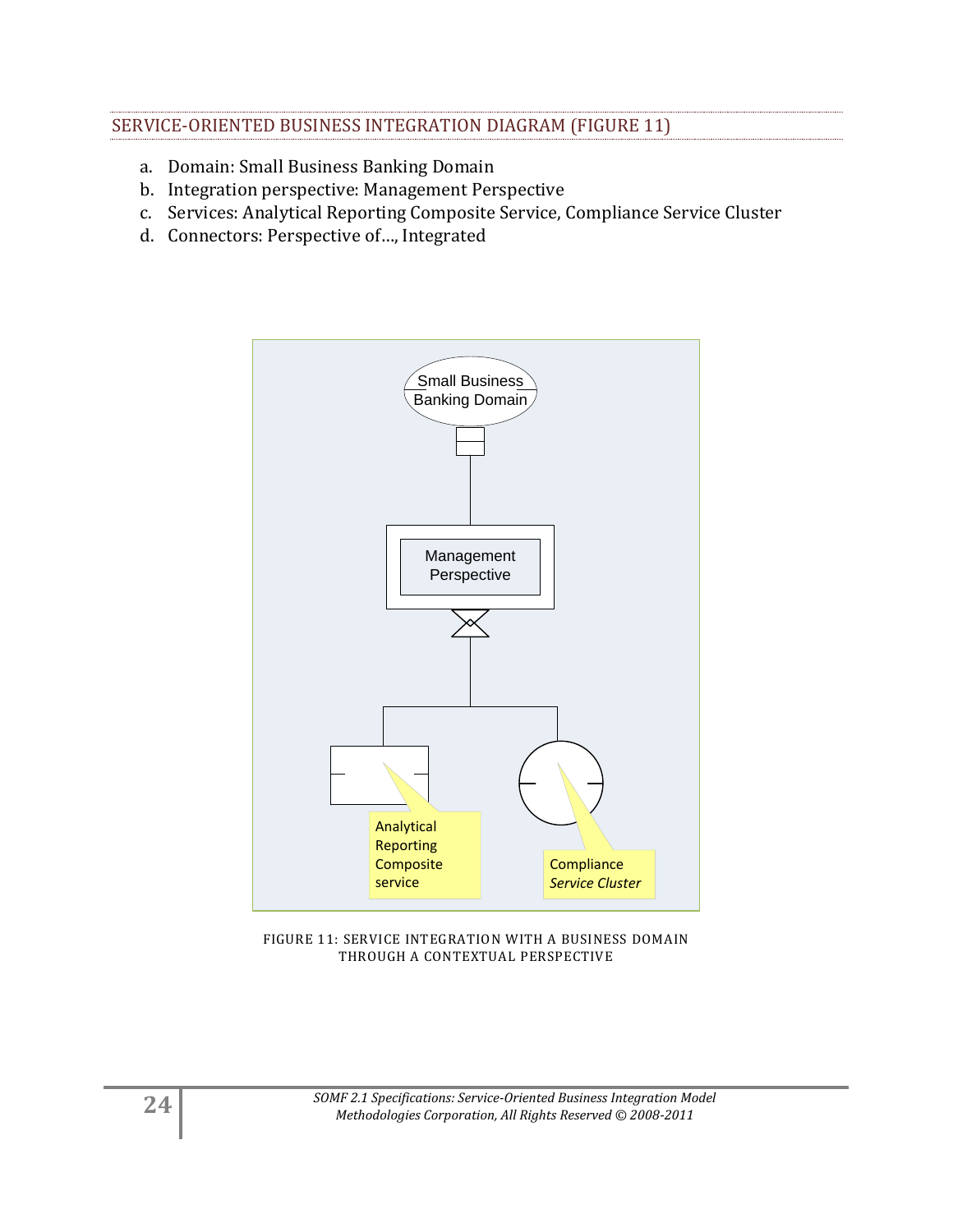## SERVICE-ORIENTED BUSINESS INTEGRATION DIAGRAM (FIGURE 11)

a. Domain: Small Business Banking Domain
b. Integration perspective: Management Perspective
c. Services: Analytical Reporting Composite Service, Compliance Service Cluster
d. Connectors: Perspective of…, Integrated

FIGURE 11: SERVICE INTEGRATION WITH A BUSINESS DOMAIN THROUGH A CONTEXTUAL PERSPECTIVE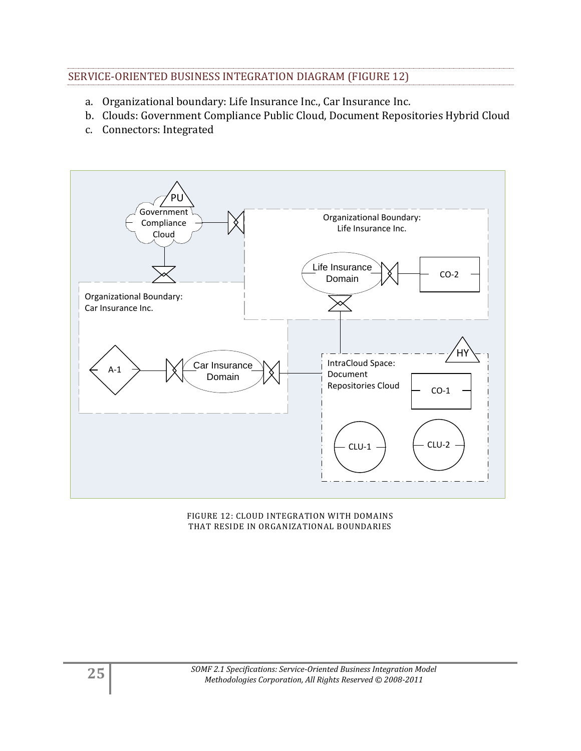## SERVICE-ORIENTED BUSINESS INTEGRATION DIAGRAM (FIGURE 12)

a. Organizational boundary: Life Insurance Inc., Car Insurance Inc.
b. Clouds: Government Compliance Public Cloud, Document Repositories Hybrid Cloud
c. Connectors: Integrated

PU
Government Compliance Cloud
Organizational Boundary: Life Insurance Inc.
Life Insurance Domain
CO-2
Organizational Boundary: Car Insurance Inc.
A-1
Car Insurance Domain
HY
IntraCloud Space: Document Repositories Cloud
CO-1
CLU-1
CLU-2

FIGURE 12: CLOUD INTEGRATION WITH DOMAINS THAT RESIDE IN ORGANIZATIONAL BOUNDARIES